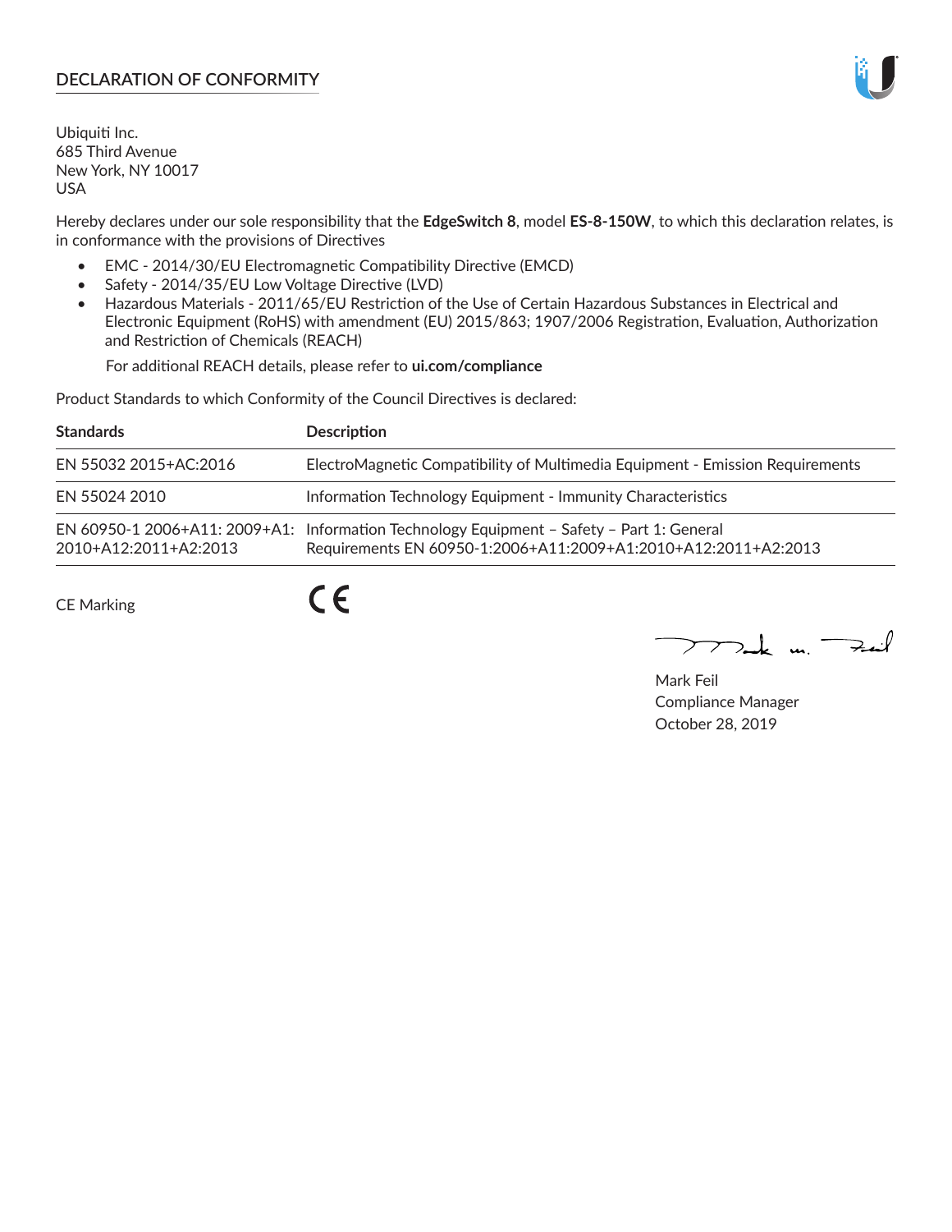## DECLARATION OF CONFORMITY

Ubiquiti Inc.
685 Third Avenue
New York, NY 10017
USA

Hereby declares under our sole responsibility that the **EdgeSwitch 8**, model **ES-8-150W**, to which this declaration relates, is in conformance with the provisions of Directives

- EMC - 2014/30/EU Electromagnetic Compatibility Directive (EMCD)
- Safety - 2014/35/EU Low Voltage Directive (LVD)
- Hazardous Materials - 2011/65/EU Restriction of the Use of Certain Hazardous Substances in Electrical and Electronic Equipment (RoHS) with amendment (EU) 2015/863; 1907/2006 Registration, Evaluation, Authorization and Restriction of Chemicals (REACH)

  For additional REACH details, please refer to **ui.com/compliance**

Product Standards to which Conformity of the Council Directives is declared:

| Standards | Description |
|---|---|
| EN 55032 2015+AC:2016 | ElectroMagnetic Compatibility of Multimedia Equipment - Emission Requirements |
| EN 55024 2010 | Information Technology Equipment - Immunity Characteristics |
| EN 60950-1 2006+A11: 2009+A1: 2010+A12:2011+A2:2013 | Information Technology Equipment – Safety – Part 1: General Requirements EN 60950-1:2006+A11:2009+A1:2010+A12:2011+A2:2013 |

CE Marking

CE

Mark Feil
Compliance Manager
October 28, 2019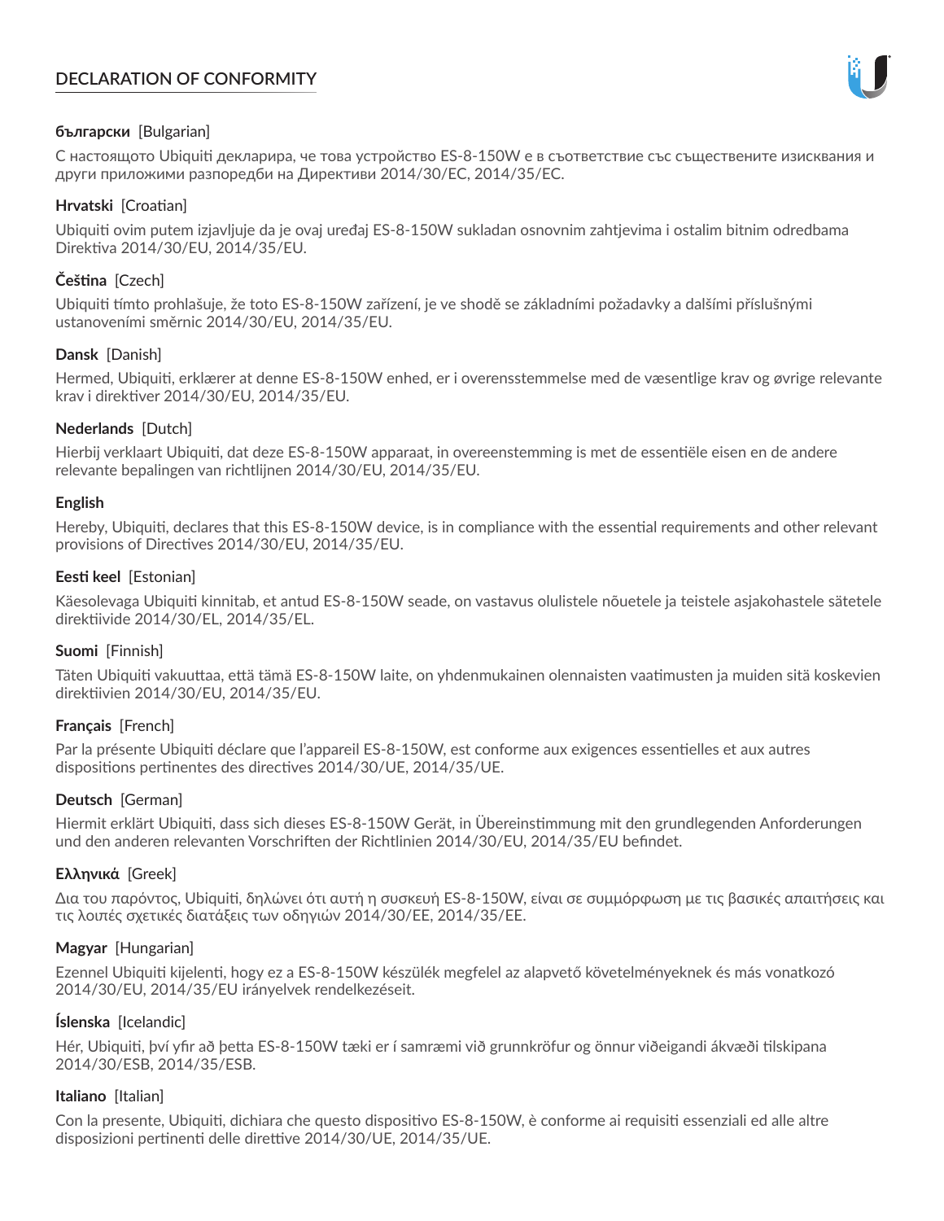# DECLARATION OF CONFORMITY

**български** [Bulgarian]

С настоящото Ubiquiti декларира, че това устройство ES-8-150W е в съответствие със съществените изисквания и други приложими разпоредби на Директиви 2014/30/ЕС, 2014/35/ЕС.

**Hrvatski** [Croatian]

Ubiquiti ovim putem izjavljuje da je ovaj uređaj ES-8-150W sukladan osnovnim zahtjevima i ostalim bitnim odredbama Direktiva 2014/30/EU, 2014/35/EU.

**Čeština** [Czech]

Ubiquiti tímto prohlašuje, že toto ES-8-150W zařízení, je ve shodě se základními požadavky a dalšími příslušnými ustanoveními směrnic 2014/30/EU, 2014/35/EU.

**Dansk** [Danish]

Hermed, Ubiquiti, erklærer at denne ES-8-150W enhed, er i overensstemmelse med de væsentlige krav og øvrige relevante krav i direktiver 2014/30/EU, 2014/35/EU.

**Nederlands** [Dutch]

Hierbij verklaart Ubiquiti, dat deze ES-8-150W apparaat, in overeenstemming is met de essentiële eisen en de andere relevante bepalingen van richtlijnen 2014/30/EU, 2014/35/EU.

**English**

Hereby, Ubiquiti, declares that this ES-8-150W device, is in compliance with the essential requirements and other relevant provisions of Directives 2014/30/EU, 2014/35/EU.

**Eesti keel** [Estonian]

Käesolevaga Ubiquiti kinnitab, et antud ES-8-150W seade, on vastavus olulistele nõuetele ja teistele asjakohastele sätetele direktiivide 2014/30/EL, 2014/35/EL.

**Suomi** [Finnish]

Täten Ubiquiti vakuuttaa, että tämä ES-8-150W laite, on yhdenmukainen olennaisten vaatimusten ja muiden sitä koskevien direktiivien 2014/30/EU, 2014/35/EU.

**Français** [French]

Par la présente Ubiquiti déclare que l'appareil ES-8-150W, est conforme aux exigences essentielles et aux autres dispositions pertinentes des directives 2014/30/UE, 2014/35/UE.

**Deutsch** [German]

Hiermit erklärt Ubiquiti, dass sich dieses ES-8-150W Gerät, in Übereinstimmung mit den grundlegenden Anforderungen und den anderen relevanten Vorschriften der Richtlinien 2014/30/EU, 2014/35/EU befindet.

**Ελληνικά** [Greek]

Δια του παρόντος, Ubiquiti, δηλώνει ότι αυτή η συσκευή ES-8-150W, είναι σε συμμόρφωση με τις βασικές απαιτήσεις και τις λοιπές σχετικές διατάξεις των οδηγιών 2014/30/EE, 2014/35/EE.

**Magyar** [Hungarian]

Ezennel Ubiquiti kijelenti, hogy ez a ES-8-150W készülék megfelel az alapvető követelményeknek és más vonatkozó 2014/30/EU, 2014/35/EU irányelvek rendelkezéseit.

**Íslenska** [Icelandic]

Hér, Ubiquiti, því yfir að þetta ES-8-150W tæki er í samræmi við grunnkröfur og önnur viðeigandi ákvæði tilskipana 2014/30/ESB, 2014/35/ESB.

**Italiano** [Italian]

Con la presente, Ubiquiti, dichiara che questo dispositivo ES-8-150W, è conforme ai requisiti essenziali ed alle altre disposizioni pertinenti delle direttive 2014/30/UE, 2014/35/UE.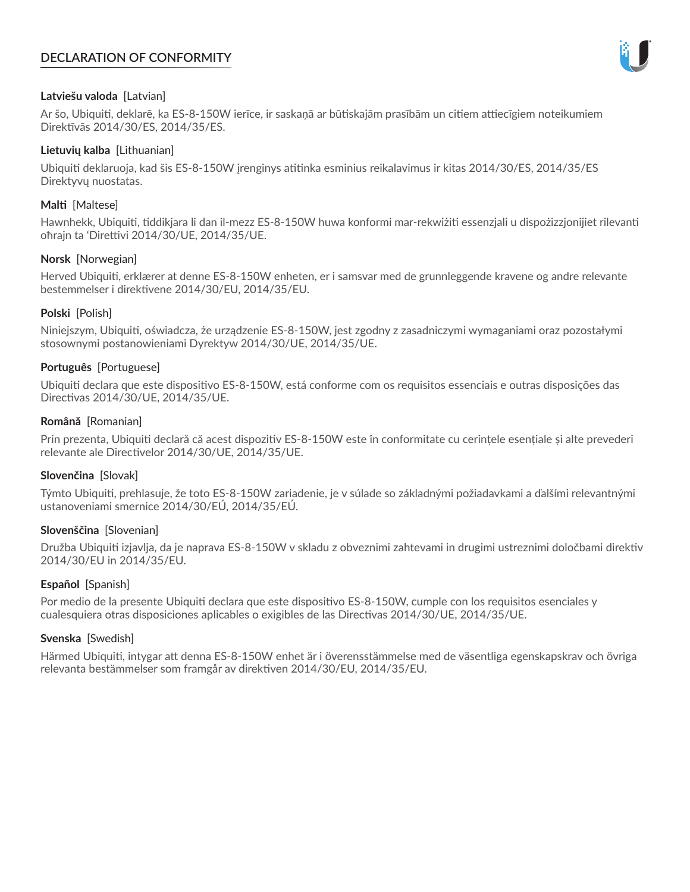**Latviešu valoda** [Latvian]

Ar šo, Ubiquiti, deklarē, ka ES-8-150W ierīce, ir saskaņā ar būtiskajām prasībām un citiem attiecīgiem noteikumiem Direktīvās 2014/30/ES, 2014/35/ES.

**Lietuvių kalba** [Lithuanian]

Ubiquiti deklaruoja, kad šis ES-8-150W įrenginys atitinka esminius reikalavimus ir kitas 2014/30/ES, 2014/35/ES Direktyvų nuostatas.

**Malti** [Maltese]

Hawnhekk, Ubiquiti, tiddikjara li dan il-mezz ES-8-150W huwa konformi mar-rekwiżiti essenzjali u dispożizzjonijiet rilevanti oħrajn ta 'Direttivi 2014/30/UE, 2014/35/UE.

**Norsk** [Norwegian]

Herved Ubiquiti, erklærer at denne ES-8-150W enheten, er i samsvar med de grunnleggende kravene og andre relevante bestemmelser i direktivene 2014/30/EU, 2014/35/EU.

**Polski** [Polish]

Niniejszym, Ubiquiti, oświadcza, że urządzenie ES-8-150W, jest zgodny z zasadniczymi wymaganiami oraz pozostałymi stosownymi postanowieniami Dyrektyw 2014/30/UE, 2014/35/UE.

**Português** [Portuguese]

Ubiquiti declara que este dispositivo ES-8-150W, está conforme com os requisitos essenciais e outras disposições das Directivas 2014/30/UE, 2014/35/UE.

**Română** [Romanian]

Prin prezenta, Ubiquiti declară că acest dispozitiv ES-8-150W este în conformitate cu cerințele esențiale și alte prevederi relevante ale Directivelor 2014/30/UE, 2014/35/UE.

**Slovenčina** [Slovak]

Týmto Ubiquiti, prehlasuje, že toto ES-8-150W zariadenie, je v súlade so základnými požiadavkami a ďalšími relevantnými ustanoveniami smernice 2014/30/EÚ, 2014/35/EÚ.

**Slovenščina** [Slovenian]

Družba Ubiquiti izjavlja, da je naprava ES-8-150W v skladu z obveznimi zahtevami in drugimi ustreznimi določbami direktiv 2014/30/EU in 2014/35/EU.

**Español** [Spanish]

Por medio de la presente Ubiquiti declara que este dispositivo ES-8-150W, cumple con los requisitos esenciales y cualesquiera otras disposiciones aplicables o exigibles de las Directivas 2014/30/UE, 2014/35/UE.

**Svenska** [Swedish]

Härmed Ubiquiti, intygar att denna ES-8-150W enhet är i överensstämmelse med de väsentliga egenskapskrav och övriga relevanta bestämmelser som framgår av direktiven 2014/30/EU, 2014/35/EU.